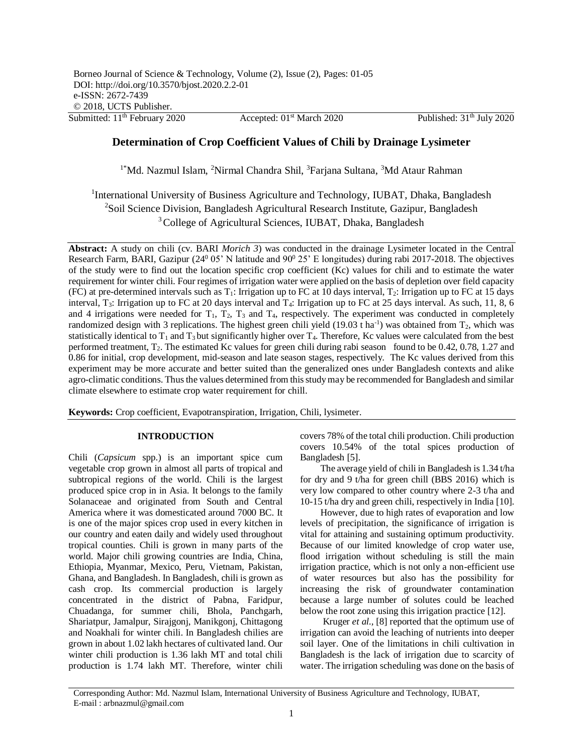Borneo Journal of Science & Technology, Volume (2), Issue (2), Pages: 01-05
DOI: http://doi.org/10.3570/bjost.2020.2.2-01
e-ISSN: 2672-7439
© 2018, UCTS Publisher.

Submitted: 11th February 2020 Accepted: 01st March 2020 Published: 31th July 2020

# Determination of Crop Coefficient Values of Chili by Drainage Lysimeter

[1*]Md. Nazmul Islam, [2]Nirmal Chandra Shil, [3]Farjana Sultana, [3]Md Ataur Rahman

[1]International University of Business Agriculture and Technology, IUBAT, Dhaka, Bangladesh
[2]Soil Science Division, Bangladesh Agricultural Research Institute, Gazipur, Bangladesh
[3]College of Agricultural Sciences, IUBAT, Dhaka, Bangladesh

**Abstract:** A study on chili (cv. BARI *Morich 3*) was conducted in the drainage Lysimeter located in the Central Research Farm, BARI, Gazipur ($24^0$ 05' N latitude and $90^0$ 25' E longitudes) during rabi 2017-2018. The objectives of the study were to find out the location specific crop coefficient (Kc) values for chili and to estimate the water requirement for winter chili. Four regimes of irrigation water were applied on the basis of depletion over field capacity (FC) at pre-determined intervals such as $T_1$: Irrigation up to FC at 10 days interval, $T_2$: Irrigation up to FC at 15 days interval, $T_3$: Irrigation up to FC at 20 days interval and $T_4$: Irrigation up to FC at 25 days interval. As such, 11, 8, 6 and 4 irrigations were needed for $T_1$, $T_2$, $T_3$ and $T_4$, respectively. The experiment was conducted in completely randomized design with 3 replications. The highest green chili yield (19.03 t $ha^{-1}$) was obtained from $T_2$, which was statistically identical to $T_1$ and $T_3$ but significantly higher over $T_4$. Therefore, Kc values were calculated from the best performed treatment, $T_2$. The estimated Kc values for green chili during rabi season found to be 0.42, 0.78, 1.27 and 0.86 for initial, crop development, mid-season and late season stages, respectively. The Kc values derived from this experiment may be more accurate and better suited than the generalized ones under Bangladesh contexts and alike agro-climatic conditions. Thus the values determined from this study may be recommended for Bangladesh and similar climate elsewhere to estimate crop water requirement for chill.

**Keywords:** Crop coefficient, Evapotranspiration, Irrigation, Chili, lysimeter.

## INTRODUCTION

Chili (*Capsicum* spp.) is an important spice cum vegetable crop grown in almost all parts of tropical and subtropical regions of the world. Chili is the largest produced spice crop in in Asia. It belongs to the family Solanaceae and originated from South and Central America where it was domesticated around 7000 BC. It is one of the major spices crop used in every kitchen in our country and eaten daily and widely used throughout tropical counties. Chili is grown in many parts of the world. Major chili growing countries are India, China, Ethiopia, Myanmar, Mexico, Peru, Vietnam, Pakistan, Ghana, and Bangladesh. In Bangladesh, chili is grown as cash crop. Its commercial production is largely concentrated in the district of Pabna, Faridpur, Chuadanga, for summer chili, Bhola, Panchgarh, Shariatpur, Jamalpur, Sirajgonj, Manikgonj, Chittagong and Noakhali for winter chili. In Bangladesh chilies are grown in about 1.02 lakh hectares of cultivated land. Our winter chili production is 1.36 lakh MT and total chili production is 1.74 lakh MT. Therefore, winter chili covers 78% of the total chili production. Chili production covers 10.54% of the total spices production of Bangladesh [5].

The average yield of chili in Bangladesh is 1.34 t/ha for dry and 9 t/ha for green chill (BBS 2016) which is very low compared to other country where 2-3 t/ha and 10-15 t/ha dry and green chili, respectively in India [10].

However, due to high rates of evaporation and low levels of precipitation, the significance of irrigation is vital for attaining and sustaining optimum productivity. Because of our limited knowledge of crop water use, flood irrigation without scheduling is still the main irrigation practice, which is not only a non-efficient use of water resources but also has the possibility for increasing the risk of groundwater contamination because a large number of solutes could be leached below the root zone using this irrigation practice [12].

Kruger *et al.*, [8] reported that the optimum use of irrigation can avoid the leaching of nutrients into deeper soil layer. One of the limitations in chili cultivation in Bangladesh is the lack of irrigation due to scarcity of water. The irrigation scheduling was done on the basis of

Corresponding Author: Md. Nazmul Islam, International University of Business Agriculture and Technology, IUBAT, E-mail : arbnazmul@gmail.com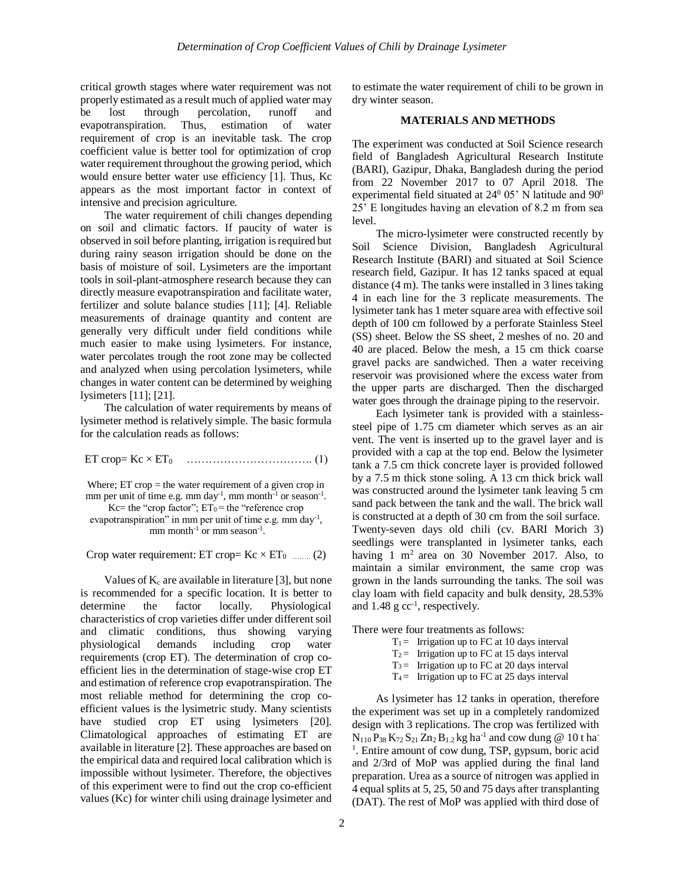critical growth stages where water requirement was not properly estimated as a result much of applied water may be lost through percolation, runoff and evapotranspiration. Thus, estimation of water requirement of crop is an inevitable task. The crop coefficient value is better tool for optimization of crop water requirement throughout the growing period, which would ensure better water use efficiency [1]. Thus, Kc appears as the most important factor in context of intensive and precision agriculture.

The water requirement of chili changes depending on soil and climatic factors. If paucity of water is observed in soil before planting, irrigation is required but during rainy season irrigation should be done on the basis of moisture of soil. Lysimeters are the important tools in soil-plant-atmosphere research because they can directly measure evapotranspiration and facilitate water, fertilizer and solute balance studies [11]; [4]. Reliable measurements of drainage quantity and content are generally very difficult under field conditions while much easier to make using lysimeters. For instance, water percolates trough the root zone may be collected and analyzed when using percolation lysimeters, while changes in water content can be determined by weighing lysimeters [11]; [21].

The calculation of water requirements by means of lysimeter method is relatively simple. The basic formula for the calculation reads as follows:

$$ET\ crop = Kc \times ET_0 \quad \ldots\ldots\ldots\ldots\ldots\ldots\ldots\ldots\ldots\ldots. (1)$$

Where; ET crop = the water requirement of a given crop in mm per unit of time e.g. mm day$^{-1}$, mm month$^{-1}$ or season$^{-1}$. Kc= the "crop factor"; $ET_0$ = the "reference crop evapotranspiration" in mm per unit of time e.g. mm day$^{-1}$, mm month$^{-1}$ or mm season$^{-1}$.

Crop water requirement: $ET\ crop = Kc \times ET_0$ ........ (2)

Values of $K_c$ are available in literature [3], but none is recommended for a specific location. It is better to determine the factor locally. Physiological characteristics of crop varieties differ under different soil and climatic conditions, thus showing varying physiological demands including crop water requirements (crop ET). The determination of crop co-efficient lies in the determination of stage-wise crop ET and estimation of reference crop evapotranspiration. The most reliable method for determining the crop co-efficient values is the lysimetric study. Many scientists have studied crop ET using lysimeters [20]. Climatological approaches of estimating ET are available in literature [2]. These approaches are based on the empirical data and required local calibration which is impossible without lysimeter. Therefore, the objectives of this experiment were to find out the crop co-efficient values (Kc) for winter chili using drainage lysimeter and to estimate the water requirement of chili to be grown in dry winter season.

## MATERIALS AND METHODS

The experiment was conducted at Soil Science research field of Bangladesh Agricultural Research Institute (BARI), Gazipur, Dhaka, Bangladesh during the period from 22 November 2017 to 07 April 2018. The experimental field situated at $24^0$ 05' N latitude and $90^0$ 25' E longitudes having an elevation of 8.2 m from sea level.

The micro-lysimeter were constructed recently by Soil Science Division, Bangladesh Agricultural Research Institute (BARI) and situated at Soil Science research field, Gazipur. It has 12 tanks spaced at equal distance (4 m). The tanks were installed in 3 lines taking 4 in each line for the 3 replicate measurements. The lysimeter tank has 1 meter square area with effective soil depth of 100 cm followed by a perforate Stainless Steel (SS) sheet. Below the SS sheet, 2 meshes of no. 20 and 40 are placed. Below the mesh, a 15 cm thick coarse gravel packs are sandwiched. Then a water receiving reservoir was provisioned where the excess water from the upper parts are discharged. Then the discharged water goes through the drainage piping to the reservoir.

Each lysimeter tank is provided with a stainless-steel pipe of 1.75 cm diameter which serves as an air vent. The vent is inserted up to the gravel layer and is provided with a cap at the top end. Below the lysimeter tank a 7.5 cm thick concrete layer is provided followed by a 7.5 m thick stone soling. A 13 cm thick brick wall was constructed around the lysimeter tank leaving 5 cm sand pack between the tank and the wall. The brick wall is constructed at a depth of 30 cm from the soil surface. Twenty-seven days old chili (cv. BARI Morich 3) seedlings were transplanted in lysimeter tanks, each having 1 m$^2$ area on 30 November 2017. Also, to maintain a similar environment, the same crop was grown in the lands surrounding the tanks. The soil was clay loam with field capacity and bulk density, 28.53% and 1.48 g cc$^{-1}$, respectively.

There were four treatments as follows:

- $T_1$ = Irrigation up to FC at 10 days interval
- $T_2$ = Irrigation up to FC at 15 days interval
- $T_3$ = Irrigation up to FC at 20 days interval
- $T_4$ = Irrigation up to FC at 25 days interval

As lysimeter has 12 tanks in operation, therefore the experiment was set up in a completely randomized design with 3 replications. The crop was fertilized with $N_{110}\, P_{38}\, K_{72}\, S_{21}\, Zn_2\, B_{1.2}$ kg ha$^{-1}$ and cow dung @ 10 t ha$^{-1}$. Entire amount of cow dung, TSP, gypsum, boric acid and 2/3rd of MoP was applied during the final land preparation. Urea as a source of nitrogen was applied in 4 equal splits at 5, 25, 50 and 75 days after transplanting (DAT). The rest of MoP was applied with third dose of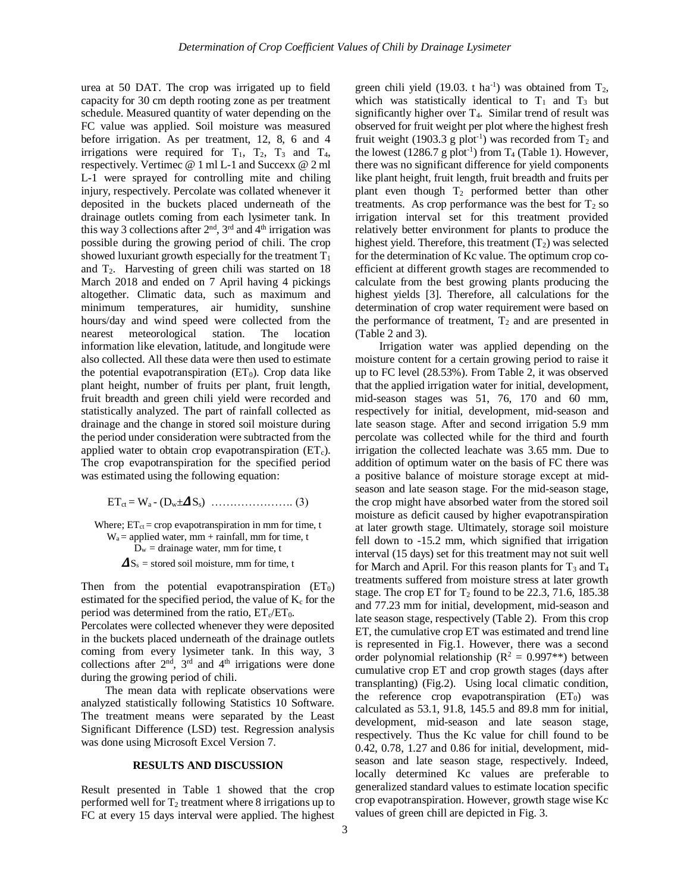urea at 50 DAT. The crop was irrigated up to field capacity for 30 cm depth rooting zone as per treatment schedule. Measured quantity of water depending on the FC value was applied. Soil moisture was measured before irrigation. As per treatment, 12, 8, 6 and 4 irrigations were required for $T_1$, $T_2$, $T_3$ and $T_4$, respectively. Vertimec @ 1 ml L-1 and Succexx @ 2 ml L-1 were sprayed for controlling mite and chiling injury, respectively. Percolate was collated whenever it deposited in the buckets placed underneath of the drainage outlets coming from each lysimeter tank. In this way 3 collections after 2nd, 3rd and 4th irrigation was possible during the growing period of chili. The crop showed luxuriant growth especially for the treatment $T_1$ and $T_2$. Harvesting of green chili was started on 18 March 2018 and ended on 7 April having 4 pickings altogether. Climatic data, such as maximum and minimum temperatures, air humidity, sunshine hours/day and wind speed were collected from the nearest meteorological station. The location information like elevation, latitude, and longitude were also collected. All these data were then used to estimate the potential evapotranspiration ($ET_0$). Crop data like plant height, number of fruits per plant, fruit length, fruit breadth and green chili yield were recorded and statistically analyzed. The part of rainfall collected as drainage and the change in stored soil moisture during the period under consideration were subtracted from the applied water to obtain crop evapotranspiration ($ET_c$). The crop evapotranspiration for the specified period was estimated using the following equation:

$$ET_{ct} = W_a - (D_w \pm \Delta S_s) \quad \ldots\ldots\ldots\ldots\ldots\ldots\ldots (3)$$

Where; $ET_{ct}$ = crop evapotranspiration in mm for time, t
$W_a$ = applied water, mm + rainfall, mm for time, t
$D_w$ = drainage water, mm for time, t
$\Delta S_s$ = stored soil moisture, mm for time, t

Then from the potential evapotranspiration ($ET_0$) estimated for the specified period, the value of $K_c$ for the period was determined from the ratio, $ET_c/ET_0$.

Percolates were collected whenever they were deposited in the buckets placed underneath of the drainage outlets coming from every lysimeter tank. In this way, 3 collections after 2nd, 3rd and 4th irrigations were done during the growing period of chili.

The mean data with replicate observations were analyzed statistically following Statistics 10 Software. The treatment means were separated by the Least Significant Difference (LSD) test. Regression analysis was done using Microsoft Excel Version 7.

## RESULTS AND DISCUSSION

Result presented in Table 1 showed that the crop performed well for $T_2$ treatment where 8 irrigations up to FC at every 15 days interval were applied. The highest green chili yield (19.03. t $ha^{-1}$) was obtained from $T_2$, which was statistically identical to $T_1$ and $T_3$ but significantly higher over $T_4$. Similar trend of result was observed for fruit weight per plot where the highest fresh fruit weight (1903.3 g $plot^{-1}$) was recorded from $T_2$ and the lowest (1286.7 g $plot^{-1}$) from $T_4$ (Table 1). However, there was no significant difference for yield components like plant height, fruit length, fruit breadth and fruits per plant even though $T_2$ performed better than other treatments. As crop performance was the best for $T_2$ so irrigation interval set for this treatment provided relatively better environment for plants to produce the highest yield. Therefore, this treatment ($T_2$) was selected for the determination of Kc value. The optimum crop co-efficient at different growth stages are recommended to calculate from the best growing plants producing the highest yields [3]. Therefore, all calculations for the determination of crop water requirement were based on the performance of treatment, $T_2$ and are presented in (Table 2 and 3).

Irrigation water was applied depending on the moisture content for a certain growing period to raise it up to FC level (28.53%). From Table 2, it was observed that the applied irrigation water for initial, development, mid-season stages was 51, 76, 170 and 60 mm, respectively for initial, development, mid-season and late season stage. After and second irrigation 5.9 mm percolate was collected while for the third and fourth irrigation the collected leachate was 3.65 mm. Due to addition of optimum water on the basis of FC there was a positive balance of moisture storage except at mid-season and late season stage. For the mid-season stage, the crop might have absorbed water from the stored soil moisture as deficit caused by higher evapotranspiration at later growth stage. Ultimately, storage soil moisture fell down to -15.2 mm, which signified that irrigation interval (15 days) set for this treatment may not suit well for March and April. For this reason plants for $T_3$ and $T_4$ treatments suffered from moisture stress at later growth stage. The crop ET for $T_2$ found to be 22.3, 71.6, 185.38 and 77.23 mm for initial, development, mid-season and late season stage, respectively (Table 2). From this crop ET, the cumulative crop ET was estimated and trend line is represented in Fig.1. However, there was a second order polynomial relationship ($R^2 = 0.997^{**}$) between cumulative crop ET and crop growth stages (days after transplanting) (Fig.2). Using local climatic condition, the reference crop evapotranspiration ($ET_0$) was calculated as 53.1, 91.8, 145.5 and 89.8 mm for initial, development, mid-season and late season stage, respectively. Thus the Kc value for chill found to be 0.42, 0.78, 1.27 and 0.86 for initial, development, mid-season and late season stage, respectively. Indeed, locally determined Kc values are preferable to generalized standard values to estimate location specific crop evapotranspiration. However, growth stage wise Kc values of green chill are depicted in Fig. 3.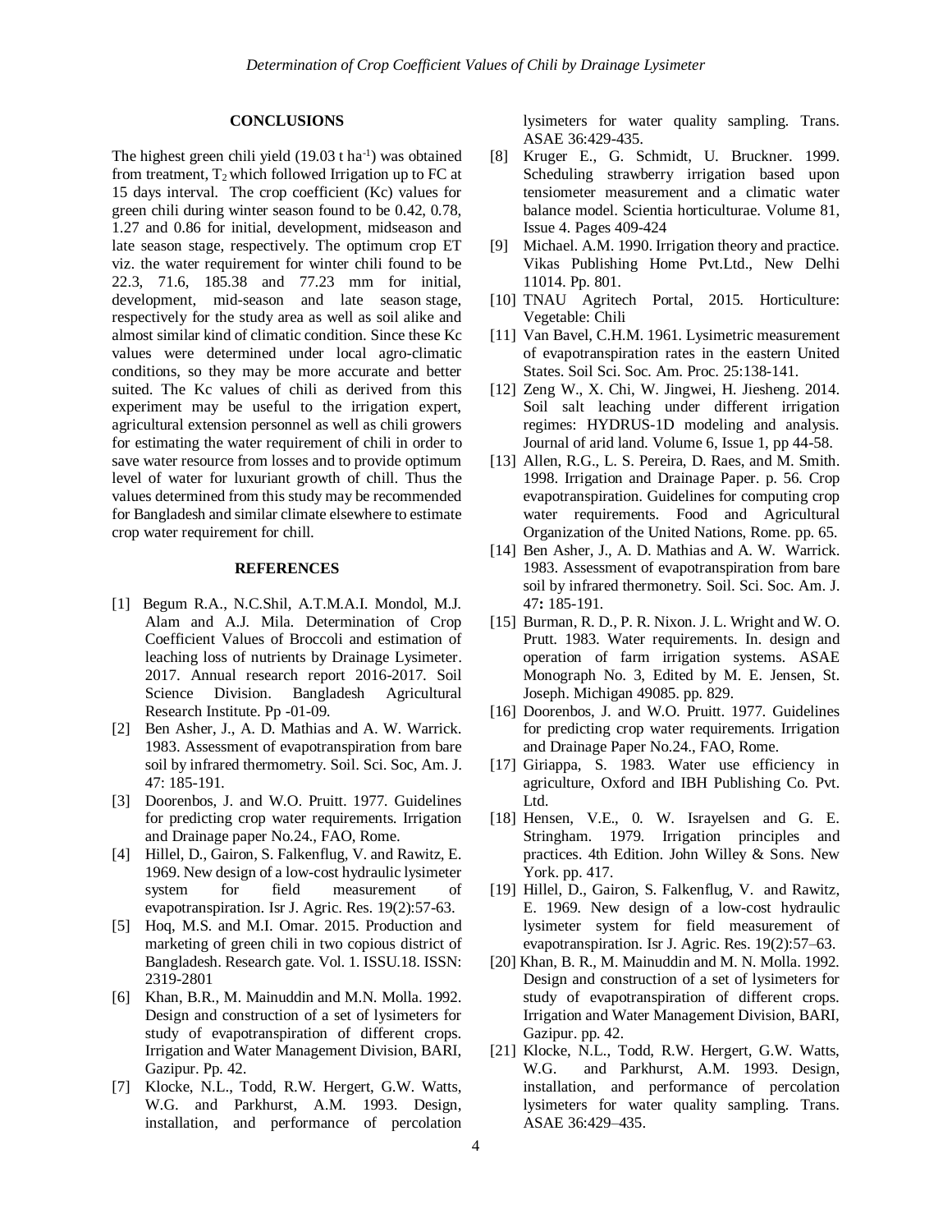## CONCLUSIONS

The highest green chili yield (19.03 t $ha^{-1}$) was obtained from treatment, $T_2$ which followed Irrigation up to FC at 15 days interval. The crop coefficient (Kc) values for green chili during winter season found to be 0.42, 0.78, 1.27 and 0.86 for initial, development, midseason and late season stage, respectively. The optimum crop ET viz. the water requirement for winter chili found to be 22.3, 71.6, 185.38 and 77.23 mm for initial, development, mid-season and late season stage, respectively for the study area as well as soil alike and almost similar kind of climatic condition. Since these Kc values were determined under local agro-climatic conditions, so they may be more accurate and better suited. The Kc values of chili as derived from this experiment may be useful to the irrigation expert, agricultural extension personnel as well as chili growers for estimating the water requirement of chili in order to save water resource from losses and to provide optimum level of water for luxuriant growth of chill. Thus the values determined from this study may be recommended for Bangladesh and similar climate elsewhere to estimate crop water requirement for chill.

## REFERENCES

[1] Begum R.A., N.C.Shil, A.T.M.A.I. Mondol, M.J. Alam and A.J. Mila. Determination of Crop Coefficient Values of Broccoli and estimation of leaching loss of nutrients by Drainage Lysimeter. 2017. Annual research report 2016-2017. Soil Science Division. Bangladesh Agricultural Research Institute. Pp -01-09.

[2] Ben Asher, J., A. D. Mathias and A. W. Warrick. 1983. Assessment of evapotranspiration from bare soil by infrared thermometry. Soil. Sci. Soc, Am. J. 47: 185-191.

[3] Doorenbos, J. and W.O. Pruitt. 1977. Guidelines for predicting crop water requirements. Irrigation and Drainage paper No.24., FAO, Rome.

[4] Hillel, D., Gairon, S. Falkenflug, V. and Rawitz, E. 1969. New design of a low-cost hydraulic lysimeter system for field measurement of evapotranspiration. Isr J. Agric. Res. 19(2):57-63.

[5] Hoq, M.S. and M.I. Omar. 2015. Production and marketing of green chili in two copious district of Bangladesh. Research gate. Vol. 1. ISSU.18. ISSN: 2319-2801

[6] Khan, B.R., M. Mainuddin and M.N. Molla. 1992. Design and construction of a set of lysimeters for study of evapotranspiration of different crops. Irrigation and Water Management Division, BARI, Gazipur. Pp. 42.

[7] Klocke, N.L., Todd, R.W. Hergert, G.W. Watts, W.G. and Parkhurst, A.M. 1993. Design, installation, and performance of percolation lysimeters for water quality sampling. Trans. ASAE 36:429-435.

[8] Kruger E., G. Schmidt, U. Bruckner. 1999. Scheduling strawberry irrigation based upon tensiometer measurement and a climatic water balance model. Scientia horticulturae. Volume 81, Issue 4. Pages 409-424

[9] Michael. A.M. 1990. Irrigation theory and practice. Vikas Publishing Home Pvt.Ltd., New Delhi 11014. Pp. 801.

[10] TNAU Agritech Portal, 2015. Horticulture: Vegetable: Chili

[11] Van Bavel, C.H.M. 1961. Lysimetric measurement of evapotranspiration rates in the eastern United States. Soil Sci. Soc. Am. Proc. 25:138-141.

[12] Zeng W., X. Chi, W. Jingwei, H. Jiesheng. 2014. Soil salt leaching under different irrigation regimes: HYDRUS-1D modeling and analysis. Journal of arid land. Volume 6, Issue 1, pp 44-58.

[13] Allen, R.G., L. S. Pereira, D. Raes, and M. Smith. 1998. Irrigation and Drainage Paper. p. 56. Crop evapotranspiration. Guidelines for computing crop water requirements. Food and Agricultural Organization of the United Nations, Rome. pp. 65.

[14] Ben Asher, J., A. D. Mathias and A. W. Warrick. 1983. Assessment of evapotranspiration from bare soil by infrared thermonetry. Soil. Sci. Soc. Am. J. 47**:** 185-191.

[15] Burman, R. D., P. R. Nixon. J. L. Wright and W. O. Prutt. 1983. Water requirements. In. design and operation of farm irrigation systems. ASAE Monograph No. 3, Edited by M. E. Jensen, St. Joseph. Michigan 49085. pp. 829.

[16] Doorenbos, J. and W.O. Pruitt. 1977. Guidelines for predicting crop water requirements. Irrigation and Drainage Paper No.24., FAO, Rome.

[17] Giriappa, S. 1983. Water use efficiency in agriculture, Oxford and IBH Publishing Co. Pvt. Ltd.

[18] Hensen, V.E., 0. W. Israyelsen and G. E. Stringham. 1979. Irrigation principles and practices. 4th Edition. John Willey & Sons. New York. pp. 417.

[19] Hillel, D., Gairon, S. Falkenflug, V. and Rawitz, E. 1969. New design of a low-cost hydraulic lysimeter system for field measurement of evapotranspiration. Isr J. Agric. Res. 19(2):57–63.

[20] Khan, B. R., M. Mainuddin and M. N. Molla. 1992. Design and construction of a set of lysimeters for study of evapotranspiration of different crops. Irrigation and Water Management Division, BARI, Gazipur. pp. 42.

[21] Klocke, N.L., Todd, R.W. Hergert, G.W. Watts, W.G. and Parkhurst, A.M. 1993. Design, installation, and performance of percolation lysimeters for water quality sampling. Trans. ASAE 36:429–435.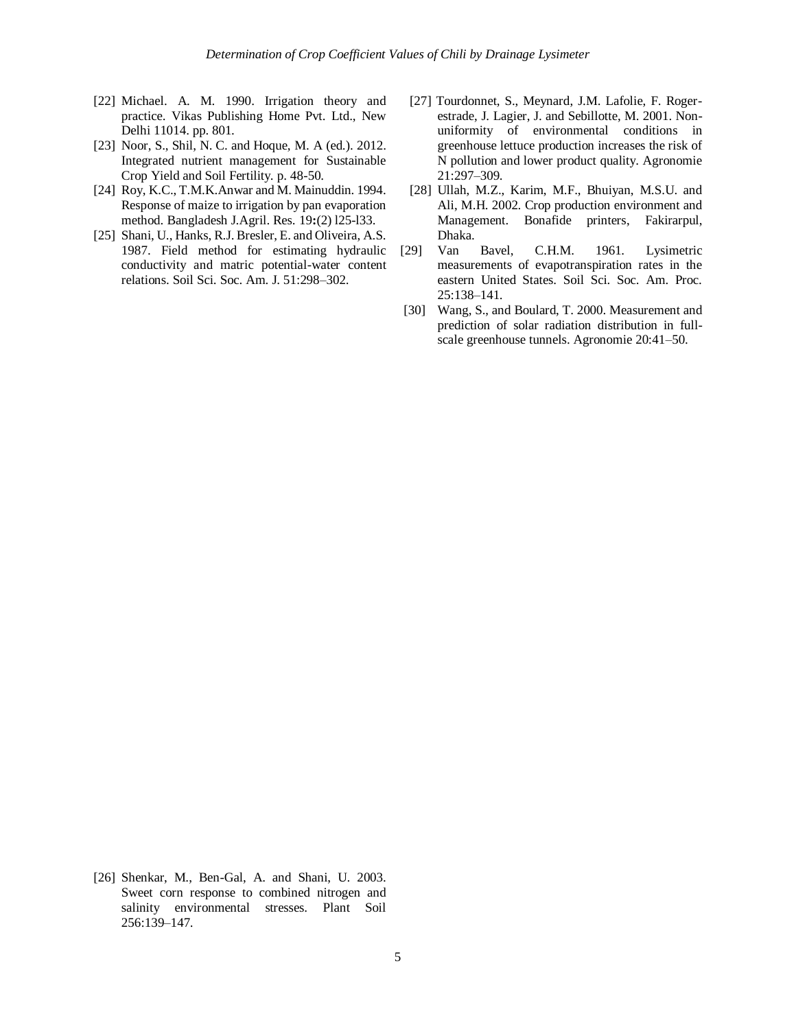[22] Michael. A. M. 1990. Irrigation theory and practice. Vikas Publishing Home Pvt. Ltd., New Delhi 11014. pp. 801.

[23] Noor, S., Shil, N. C. and Hoque, M. A (ed.). 2012. Integrated nutrient management for Sustainable Crop Yield and Soil Fertility. p. 48-50.

[24] Roy, K.C., T.M.K.Anwar and M. Mainuddin. 1994. Response of maize to irrigation by pan evaporation method. Bangladesh J.Agril. Res. 19**:**(2) l25-l33.

[25] Shani, U., Hanks, R.J. Bresler, E. and Oliveira, A.S. 1987. Field method for estimating hydraulic conductivity and matric potential-water content relations. Soil Sci. Soc. Am. J. 51:298–302.

[26] Shenkar, M., Ben-Gal, A. and Shani, U. 2003. Sweet corn response to combined nitrogen and salinity environmental stresses. Plant Soil 256:139–147.

[27] Tourdonnet, S., Meynard, J.M. Lafolie, F. Roger-estrade, J. Lagier, J. and Sebillotte, M. 2001. Non-uniformity of environmental conditions in greenhouse lettuce production increases the risk of N pollution and lower product quality. Agronomie 21:297–309.

[28] Ullah, M.Z., Karim, M.F., Bhuiyan, M.S.U. and Ali, M.H. 2002. Crop production environment and Management. Bonafide printers, Fakirarpul, Dhaka.

[29] Van Bavel, C.H.M. 1961. Lysimetric measurements of evapotranspiration rates in the eastern United States. Soil Sci. Soc. Am. Proc. 25:138–141.

[30] Wang, S., and Boulard, T. 2000. Measurement and prediction of solar radiation distribution in full-scale greenhouse tunnels. Agronomie 20:41–50.